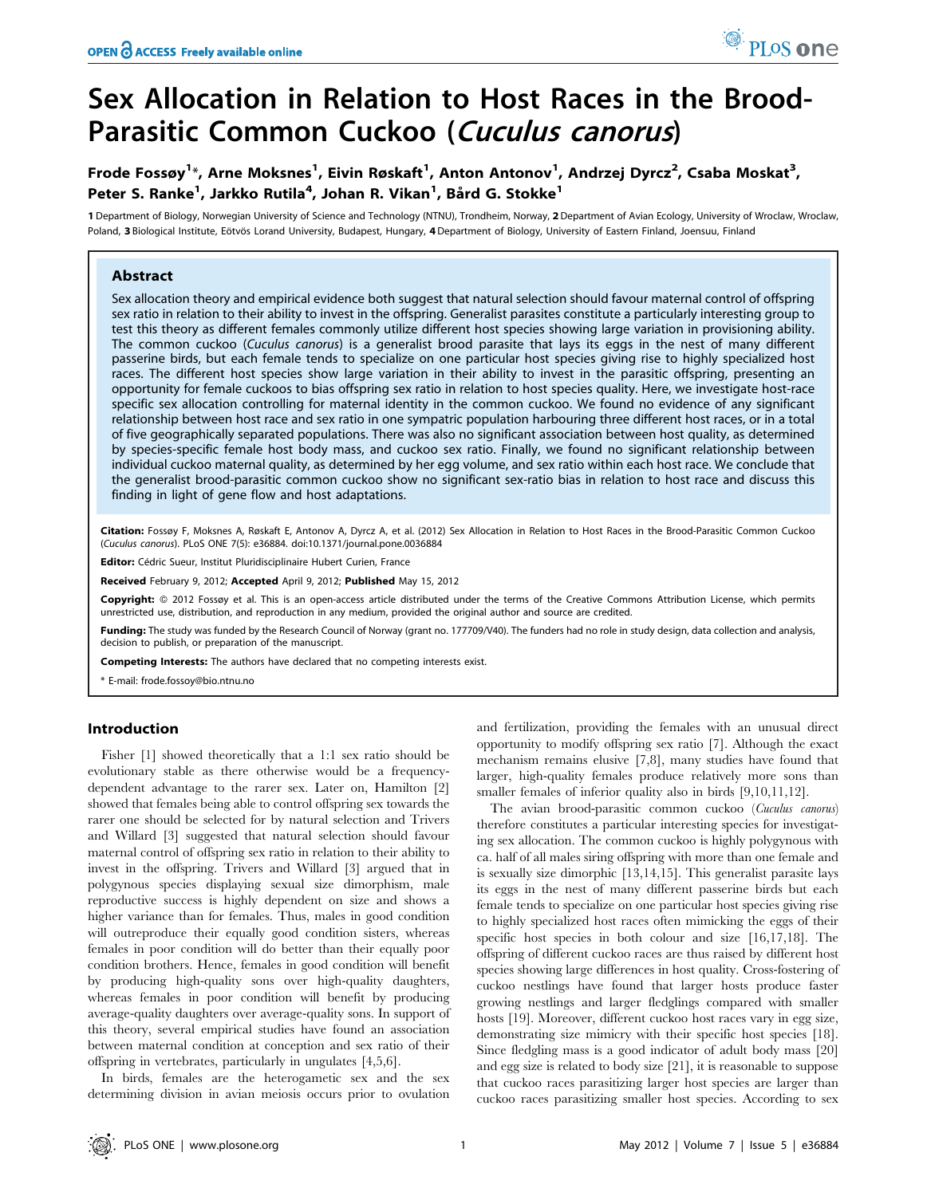# Sex Allocation in Relation to Host Races in the Brood-Parasitic Common Cuckoo (*Cuculus canorus*)

**Frode Fossøy[1]\*, Arne Moksnes[1], Eivin Røskaft[1], Anton Antonov[1], Andrzej Dyrcz[2], Csaba Moskat[3], Peter S. Ranke[1], Jarkko Rutila[4], Johan R. Vikan[1], Bård G. Stokke[1]**

**1** Department of Biology, Norwegian University of Science and Technology (NTNU), Trondheim, Norway, **2** Department of Avian Ecology, University of Wroclaw, Wroclaw, Poland, **3** Biological Institute, Eötvös Lorand University, Budapest, Hungary, **4** Department of Biology, University of Eastern Finland, Joensuu, Finland

## Abstract

Sex allocation theory and empirical evidence both suggest that natural selection should favour maternal control of offspring sex ratio in relation to their ability to invest in the offspring. Generalist parasites constitute a particularly interesting group to test this theory as different females commonly utilize different host species showing large variation in provisioning ability. The common cuckoo (*Cuculus canorus*) is a generalist brood parasite that lays its eggs in the nest of many different passerine birds, but each female tends to specialize on one particular host species giving rise to highly specialized host races. The different host species show large variation in their ability to invest in the parasitic offspring, presenting an opportunity for female cuckoos to bias offspring sex ratio in relation to host species quality. Here, we investigate host-race specific sex allocation controlling for maternal identity in the common cuckoo. We found no evidence of any significant relationship between host race and sex ratio in one sympatric population harbouring three different host races, or in a total of five geographically separated populations. There was also no significant association between host quality, as determined by species-specific female host body mass, and cuckoo sex ratio. Finally, we found no significant relationship between individual cuckoo maternal quality, as determined by her egg volume, and sex ratio within each host race. We conclude that the generalist brood-parasitic common cuckoo show no significant sex-ratio bias in relation to host race and discuss this finding in light of gene flow and host adaptations.

**Citation:** Fossøy F, Moksnes A, Røskaft E, Antonov A, Dyrcz A, et al. (2012) Sex Allocation in Relation to Host Races in the Brood-Parasitic Common Cuckoo (*Cuculus canorus*). PLoS ONE 7(5): e36884. doi:10.1371/journal.pone.0036884

**Editor:** Cédric Sueur, Institut Pluridisciplinaire Hubert Curien, France

**Received** February 9, 2012; **Accepted** April 9, 2012; **Published** May 15, 2012

**Copyright:** © 2012 Fossøy et al. This is an open-access article distributed under the terms of the Creative Commons Attribution License, which permits unrestricted use, distribution, and reproduction in any medium, provided the original author and source are credited.

**Funding:** The study was funded by the Research Council of Norway (grant no. 177709/V40). The funders had no role in study design, data collection and analysis, decision to publish, or preparation of the manuscript.

**Competing Interests:** The authors have declared that no competing interests exist.

\* E-mail: frode.fossoy@bio.ntnu.no

## Introduction

Fisher [1] showed theoretically that a 1:1 sex ratio should be evolutionary stable as there otherwise would be a frequency-dependent advantage to the rarer sex. Later on, Hamilton [2] showed that females being able to control offspring sex towards the rarer one should be selected for by natural selection and Trivers and Willard [3] suggested that natural selection should favour maternal control of offspring sex ratio in relation to their ability to invest in the offspring. Trivers and Willard [3] argued that in polygynous species displaying sexual size dimorphism, male reproductive success is highly dependent on size and shows a higher variance than for females. Thus, males in good condition will outreproduce their equally good condition sisters, whereas females in poor condition will do better than their equally poor condition brothers. Hence, females in good condition will benefit by producing high-quality sons over high-quality daughters, whereas females in poor condition will benefit by producing average-quality daughters over average-quality sons. In support of this theory, several empirical studies have found an association between maternal condition at conception and sex ratio of their offspring in vertebrates, particularly in ungulates [4,5,6].

In birds, females are the heterogametic sex and the sex determining division in avian meiosis occurs prior to ovulation and fertilization, providing the females with an unusual direct opportunity to modify offspring sex ratio [7]. Although the exact mechanism remains elusive [7,8], many studies have found that larger, high-quality females produce relatively more sons than smaller females of inferior quality also in birds [9,10,11,12].

The avian brood-parasitic common cuckoo (*Cuculus canorus*) therefore constitutes a particular interesting species for investigating sex allocation. The common cuckoo is highly polygynous with ca. half of all males siring offspring with more than one female and is sexually size dimorphic [13,14,15]. This generalist parasite lays its eggs in the nest of many different passerine birds but each female tends to specialize on one particular host species giving rise to highly specialized host races often mimicking the eggs of their specific host species in both colour and size [16,17,18]. The offspring of different cuckoo races are thus raised by different host species showing large differences in host quality. Cross-fostering of cuckoo nestlings have found that larger hosts produce faster growing nestlings and larger fledglings compared with smaller hosts [19]. Moreover, different cuckoo host races vary in egg size, demonstrating size mimicry with their specific host species [18]. Since fledgling mass is a good indicator of adult body mass [20] and egg size is related to body size [21], it is reasonable to suppose that cuckoo races parasitizing larger host species are larger than cuckoo races parasitizing smaller host species. According to sex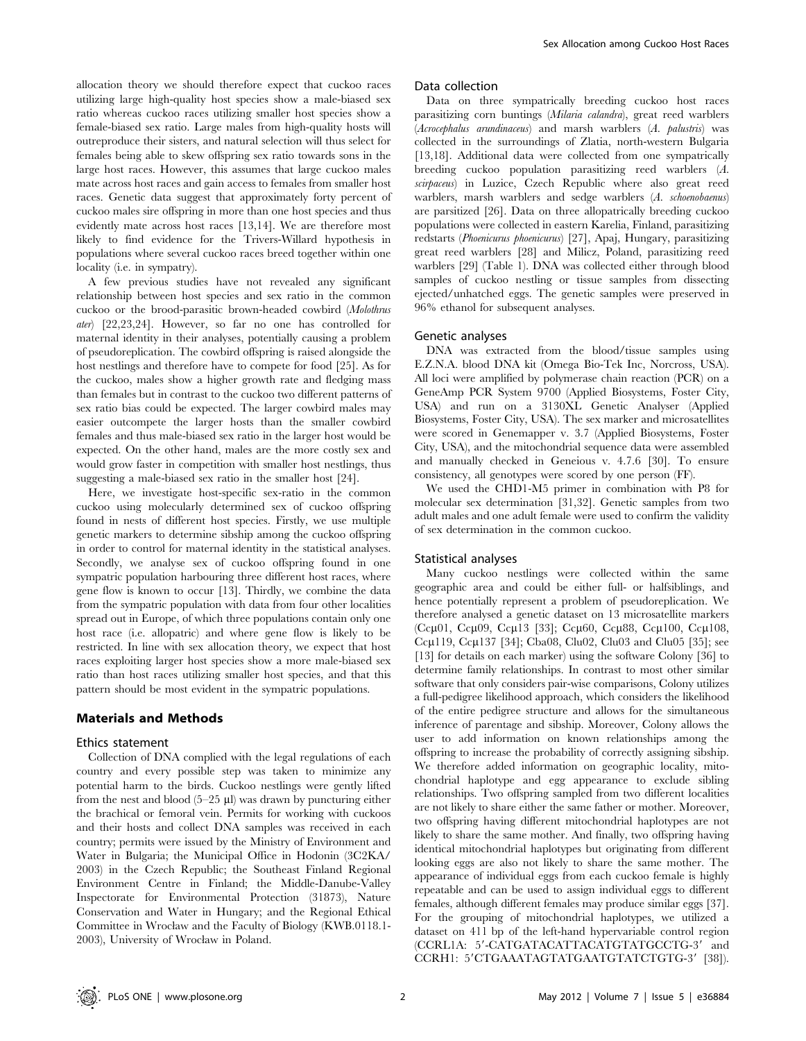allocation theory we should therefore expect that cuckoo races utilizing large high-quality host species show a male-biased sex ratio whereas cuckoo races utilizing smaller host species show a female-biased sex ratio. Large males from high-quality hosts will outreproduce their sisters, and natural selection will thus select for females being able to skew offspring sex ratio towards sons in the large host races. However, this assumes that large cuckoo males mate across host races and gain access to females from smaller host races. Genetic data suggest that approximately forty percent of cuckoo males sire offspring in more than one host species and thus evidently mate across host races [13,14]. We are therefore most likely to find evidence for the Trivers-Willard hypothesis in populations where several cuckoo races breed together within one locality (i.e. in sympatry).

A few previous studies have not revealed any significant relationship between host species and sex ratio in the common cuckoo or the brood-parasitic brown-headed cowbird (*Molothrus ater*) [22,23,24]. However, so far no one has controlled for maternal identity in their analyses, potentially causing a problem of pseudoreplication. The cowbird offspring is raised alongside the host nestlings and therefore have to compete for food [25]. As for the cuckoo, males show a higher growth rate and fledging mass than females but in contrast to the cuckoo two different patterns of sex ratio bias could be expected. The larger cowbird males may easier outcompete the larger hosts than the smaller cowbird females and thus male-biased sex ratio in the larger host would be expected. On the other hand, males are the more costly sex and would grow faster in competition with smaller host nestlings, thus suggesting a male-biased sex ratio in the smaller host [24].

Here, we investigate host-specific sex-ratio in the common cuckoo using molecularly determined sex of cuckoo offspring found in nests of different host species. Firstly, we use multiple genetic markers to determine sibship among the cuckoo offspring in order to control for maternal identity in the statistical analyses. Secondly, we analyse sex of cuckoo offspring found in one sympatric population harbouring three different host races, where gene flow is known to occur [13]. Thirdly, we combine the data from the sympatric population with data from four other localities spread out in Europe, of which three populations contain only one host race (i.e. allopatric) and where gene flow is likely to be restricted. In line with sex allocation theory, we expect that host races exploiting larger host species show a more male-biased sex ratio than host races utilizing smaller host species, and that this pattern should be most evident in the sympatric populations.

## Materials and Methods

### Ethics statement

Collection of DNA complied with the legal regulations of each country and every possible step was taken to minimize any potential harm to the birds. Cuckoo nestlings were gently lifted from the nest and blood (5–25 µl) was drawn by puncturing either the brachical or femoral vein. Permits for working with cuckoos and their hosts and collect DNA samples was received in each country; permits were issued by the Ministry of Environment and Water in Bulgaria; the Municipal Office in Hodonin (3C2KA/2003) in the Czech Republic; the Southeast Finland Regional Environment Centre in Finland; the Middle-Danube-Valley Inspectorate for Environmental Protection (31873), Nature Conservation and Water in Hungary; and the Regional Ethical Committee in Wrocław and the Faculty of Biology (KWB.0118.1-2003), University of Wrocław in Poland.

### Data collection

Data on three sympatrically breeding cuckoo host races parasitizing corn buntings (*Milaria calandra*), great reed warblers (*Acrocephalus arundinaceus*) and marsh warblers (*A. palustris*) was collected in the surroundings of Zlatia, north-western Bulgaria [13,18]. Additional data were collected from one sympatrically breeding cuckoo population parasitizing reed warblers (*A. scirpaceus*) in Luzice, Czech Republic where also great reed warblers, marsh warblers and sedge warblers (*A. schoenobaenus*) are parsitized [26]. Data on three allopatrically breeding cuckoo populations were collected in eastern Karelia, Finland, parasitizing redstarts (*Phoenicurus phoenicurus*) [27], Apaj, Hungary, parasitizing great reed warblers [28] and Milicz, Poland, parasitizing reed warblers [29] (Table 1). DNA was collected either through blood samples of cuckoo nestling or tissue samples from dissecting ejected/unhatched eggs. The genetic samples were preserved in 96% ethanol for subsequent analyses.

### Genetic analyses

DNA was extracted from the blood/tissue samples using E.Z.N.A. blood DNA kit (Omega Bio-Tek Inc, Norcross, USA). All loci were amplified by polymerase chain reaction (PCR) on a GeneAmp PCR System 9700 (Applied Biosystems, Foster City, USA) and run on a 3130XL Genetic Analyser (Applied Biosystems, Foster City, USA). The sex marker and microsatellites were scored in Genemapper v. 3.7 (Applied Biosystems, Foster City, USA), and the mitochondrial sequence data were assembled and manually checked in Geneious v. 4.7.6 [30]. To ensure consistency, all genotypes were scored by one person (FF).

We used the CHD1-M5 primer in combination with P8 for molecular sex determination [31,32]. Genetic samples from two adult males and one adult female were used to confirm the validity of sex determination in the common cuckoo.

### Statistical analyses

Many cuckoo nestlings were collected within the same geographic area and could be either full- or halfsiblings, and hence potentially represent a problem of pseudoreplication. We therefore analysed a genetic dataset on 13 microsatellite markers (Ccµ01, Ccµ09, Ccµ13 [33]; Ccµ60, Ccµ88, Ccµ100, Ccµ108, Ccµ119, Ccµ137 [34]; Cba08, Clu02, Clu03 and Clu05 [35]; see [13] for details on each marker) using the software Colony [36] to determine family relationships. In contrast to most other similar software that only considers pair-wise comparisons, Colony utilizes a full-pedigree likelihood approach, which considers the likelihood of the entire pedigree structure and allows for the simultaneous inference of parentage and sibship. Moreover, Colony allows the user to add information on known relationships among the offspring to increase the probability of correctly assigning sibship. We therefore added information on geographic locality, mitochondrial haplotype and egg appearance to exclude sibling relationships. Two offspring sampled from two different localities are not likely to share either the same father or mother. Moreover, two offspring having different mitochondrial haplotypes are not likely to share the same mother. And finally, two offspring having identical mitochondrial haplotypes but originating from different looking eggs are also not likely to share the same mother. The appearance of individual eggs from each cuckoo female is highly repeatable and can be used to assign individual eggs to different females, although different females may produce similar eggs [37]. For the grouping of mitochondrial haplotypes, we utilized a dataset on 411 bp of the left-hand hypervariable control region (CCRL1A: 5′-CATGATACATTACATGTATGCCTG-3′ and CCRH1: 5′CTGAAATAGTATGAATGTATCTGTG-3′ [38]).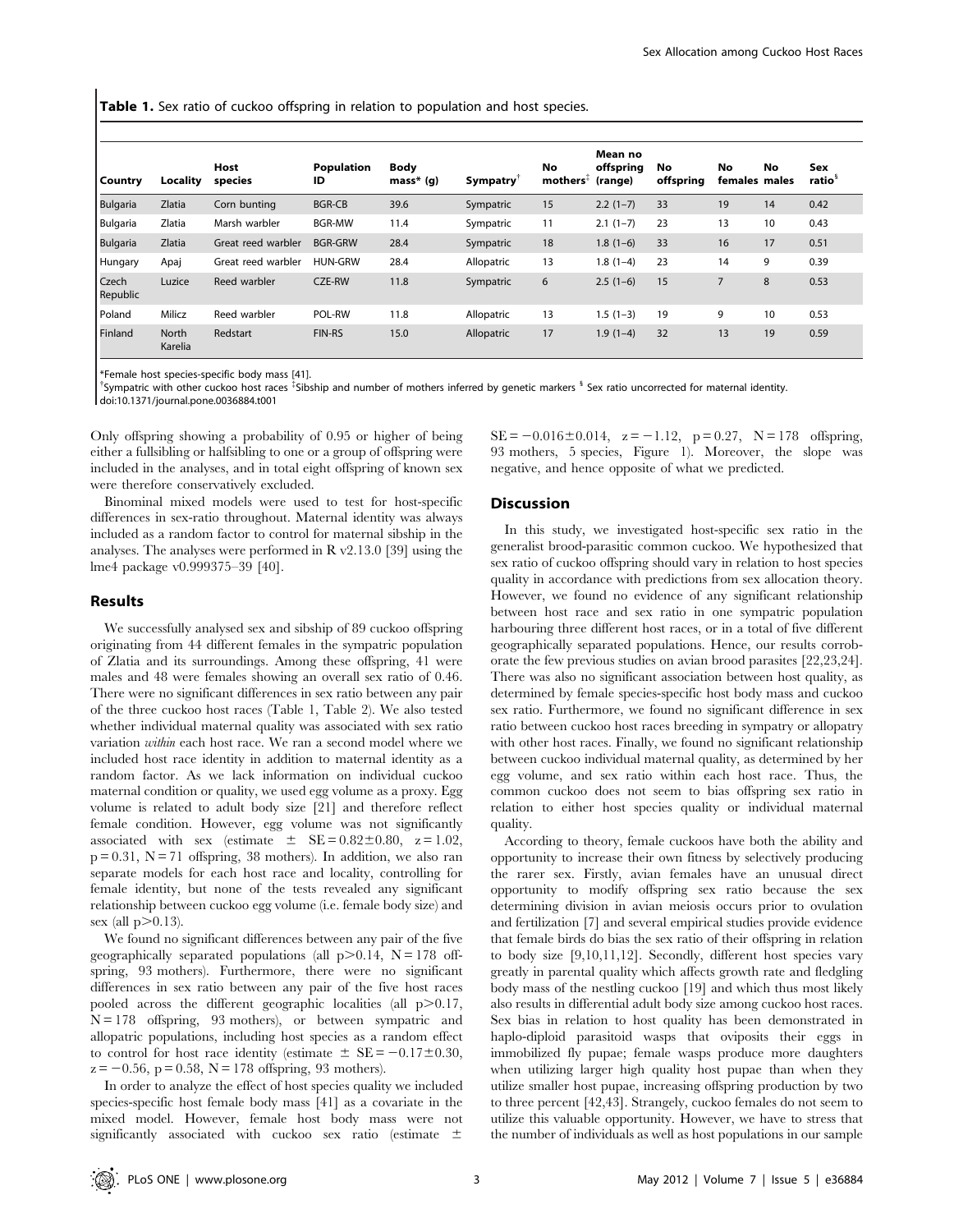**Table 1.** Sex ratio of cuckoo offspring in relation to population and host species.

| Country | Locality | Host species | Population ID | Body mass* (g) | Sympatry[†] | No mothers[‡] | Mean no offspring (range) | No offspring | No females | No males | Sex ratio[§] |
|---|---|---|---|---|---|---|---|---|---|---|---|
| Bulgaria | Zlatia | Corn bunting | BGR-CB | 39.6 | Sympatric | 15 | 2.2 (1–7) | 33 | 19 | 14 | 0.42 |
| Bulgaria | Zlatia | Marsh warbler | BGR-MW | 11.4 | Sympatric | 11 | 2.1 (1–7) | 23 | 13 | 10 | 0.43 |
| Bulgaria | Zlatia | Great reed warbler | BGR-GRW | 28.4 | Sympatric | 18 | 1.8 (1–6) | 33 | 16 | 17 | 0.51 |
| Hungary | Apaj | Great reed warbler | HUN-GRW | 28.4 | Allopatric | 13 | 1.8 (1–4) | 23 | 14 | 9 | 0.39 |
| Czech Republic | Luzice | Reed warbler | CZE-RW | 11.8 | Sympatric | 6 | 2.5 (1–6) | 15 | 7 | 8 | 0.53 |
| Poland | Milicz | Reed warbler | POL-RW | 11.8 | Allopatric | 13 | 1.5 (1–3) | 19 | 9 | 10 | 0.53 |
| Finland | North Karelia | Redstart | FIN-RS | 15.0 | Allopatric | 17 | 1.9 (1–4) | 32 | 13 | 19 | 0.59 |

*Female host species-specific body mass [41].
[†]Sympatric with other cuckoo host races [‡]Sibship and number of mothers inferred by genetic markers [§] Sex ratio uncorrected for maternal identity.
doi:10.1371/journal.pone.0036884.t001

Only offspring showing a probability of 0.95 or higher of being either a fullsibling or halfsibling to one or a group of offspring were included in the analyses, and in total eight offspring of known sex were therefore conservatively excluded.

Binominal mixed models were used to test for host-specific differences in sex-ratio throughout. Maternal identity was always included as a random factor to control for maternal sibship in the analyses. The analyses were performed in R v2.13.0 [39] using the lme4 package v0.999375–39 [40].

## Results

We successfully analysed sex and sibship of 89 cuckoo offspring originating from 44 different females in the sympatric population of Zlatia and its surroundings. Among these offspring, 41 were males and 48 were females showing an overall sex ratio of 0.46. There were no significant differences in sex ratio between any pair of the three cuckoo host races (Table 1, Table 2). We also tested whether individual maternal quality was associated with sex ratio variation *within* each host race. We ran a second model where we included host race identity in addition to maternal identity as a random factor. As we lack information on individual cuckoo maternal condition or quality, we used egg volume as a proxy. Egg volume is related to adult body size [21] and therefore reflect female condition. However, egg volume was not significantly associated with sex (estimate $\pm$ SE $= 0.82 \pm 0.80$, $z = 1.02$, $p = 0.31$, $N = 71$ offspring, 38 mothers). In addition, we also ran separate models for each host race and locality, controlling for female identity, but none of the tests revealed any significant relationship between cuckoo egg volume (i.e. female body size) and sex (all $p > 0.13$).

We found no significant differences between any pair of the five geographically separated populations (all $p > 0.14$, $N = 178$ offspring, 93 mothers). Furthermore, there were no significant differences in sex ratio between any pair of the five host races pooled across the different geographic localities (all $p > 0.17$, $N = 178$ offspring, 93 mothers), or between sympatric and allopatric populations, including host species as a random effect to control for host race identity (estimate $\pm$ SE $= -0.17 \pm 0.30$, $z = -0.56$, $p = 0.58$, $N = 178$ offspring, 93 mothers).

In order to analyze the effect of host species quality we included species-specific host female body mass [41] as a covariate in the mixed model. However, female host body mass were not significantly associated with cuckoo sex ratio (estimate $\pm$ SE $= -0.016 \pm 0.014$, $z = -1.12$, $p = 0.27$, $N = 178$ offspring, 93 mothers, 5 species, Figure 1). Moreover, the slope was negative, and hence opposite of what we predicted.

## Discussion

In this study, we investigated host-specific sex ratio in the generalist brood-parasitic common cuckoo. We hypothesized that sex ratio of cuckoo offspring should vary in relation to host species quality in accordance with predictions from sex allocation theory. However, we found no evidence of any significant relationship between host race and sex ratio in one sympatric population harbouring three different host races, or in a total of five different geographically separated populations. Hence, our results corroborate the few previous studies on avian brood parasites [22,23,24]. There was also no significant association between host quality, as determined by female species-specific host body mass and cuckoo sex ratio. Furthermore, we found no significant difference in sex ratio between cuckoo host races breeding in sympatry or allopatry with other host races. Finally, we found no significant relationship between cuckoo individual maternal quality, as determined by her egg volume, and sex ratio within each host race. Thus, the common cuckoo does not seem to bias offspring sex ratio in relation to either host species quality or individual maternal quality.

According to theory, female cuckoos have both the ability and opportunity to increase their own fitness by selectively producing the rarer sex. Firstly, avian females have an unusual direct opportunity to modify offspring sex ratio because the sex determining division in avian meiosis occurs prior to ovulation and fertilization [7] and several empirical studies provide evidence that female birds do bias the sex ratio of their offspring in relation to body size [9,10,11,12]. Secondly, different host species vary greatly in parental quality which affects growth rate and fledgling body mass of the nestling cuckoo [19] and which thus most likely also results in differential adult body size among cuckoo host races. Sex bias in relation to host quality has been demonstrated in haplo-diploid parasitoid wasps that oviposits their eggs in immobilized fly pupae; female wasps produce more daughters when utilizing larger high quality host pupae than when they utilize smaller host pupae, increasing offspring production by two to three percent [42,43]. Strangely, cuckoo females do not seem to utilize this valuable opportunity. However, we have to stress that the number of individuals as well as host populations in our sample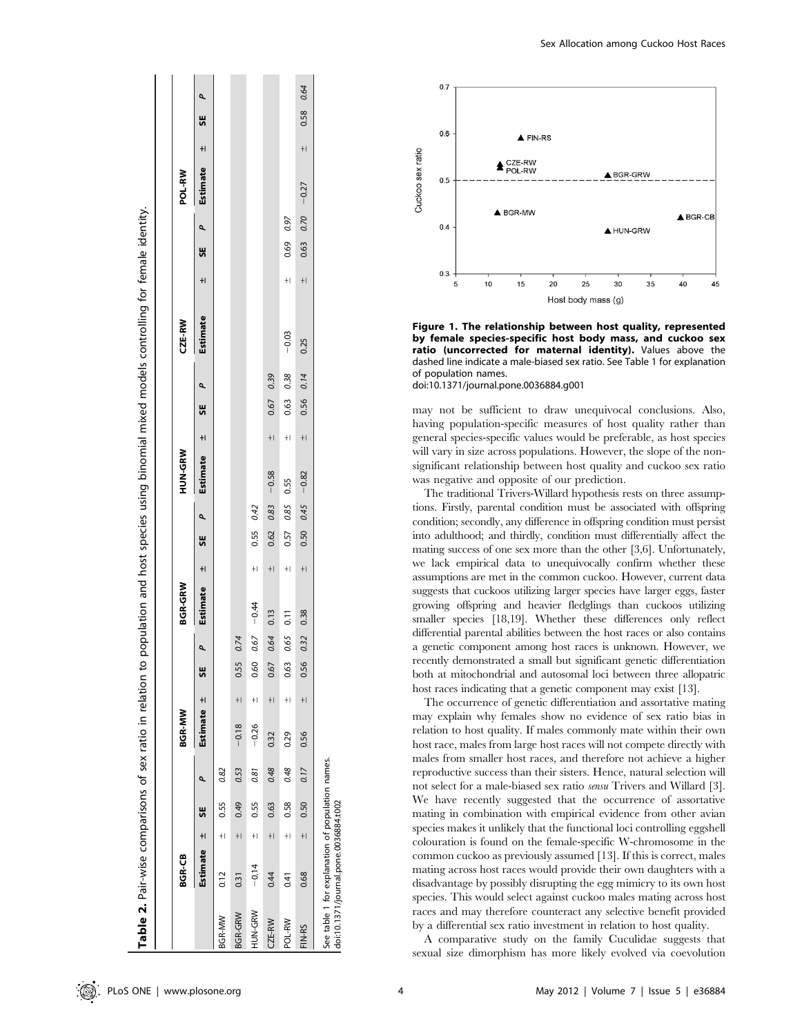**Table 2.** Pair-wise comparisons of sex ratio in relation to population and host species using binomial mixed models controlling for female identity.

| | BGR-CB | | | | BGR-MW | | | | BGR-GRW | | | | HUN-GRW | | | | CZE-RW | | | | POL-RW | | | |
|---|---|---|---|---|---|---|---|---|---|---|---|---|---|---|---|---|---|---|---|---|---|---|---|---|
| | **Estimate** | **±** | **SE** | ***P*** | **Estimate** | **±** | **SE** | ***P*** | **Estimate** | **±** | **SE** | ***P*** | **Estimate** | **±** | **SE** | ***P*** | **Estimate** | **±** | **SE** | ***P*** | **Estimate** | **±** | **SE** | ***P*** |
| BGR-MW | 0.12 | ± | 0.55 | *0.82* | | | | | | | | | | | | | | | | | | | | |
| BGR-GRW | 0.31 | ± | 0.49 | *0.53* | −0.18 | ± | 0.55 | *0.74* | | | | | | | | | | | | | | | | |
| HUN-GRW | −0.14 | ± | 0.55 | *0.81* | −0.26 | ± | 0.60 | *0.67* | −0.44 | ± | 0.55 | *0.42* | | | | | | | | | | | | |
| CZE-RW | 0.44 | ± | 0.63 | *0.48* | 0.32 | ± | 0.67 | *0.64* | 0.13 | ± | 0.62 | *0.83* | −0.58 | ± | 0.67 | *0.39* | | | | | | | | |
| POL-RW | 0.41 | ± | 0.58 | *0.48* | 0.29 | ± | 0.63 | *0.65* | 0.11 | ± | 0.57 | *0.85* | 0.55 | ± | 0.63 | *0.38* | −0.03 | ± | 0.69 | *0.97* | | | | |
| FIN-RS | 0.68 | ± | 0.50 | *0.17* | 0.56 | ± | 0.56 | *0.32* | 0.38 | ± | 0.50 | *0.45* | −0.82 | ± | 0.56 | *0.14* | 0.25 | ± | 0.63 | *0.70* | −0.27 | ± | 0.58 | *0.64* |

See table 1 for explanation of population names.
doi:10.1371/journal.pone.0036884.t002

**Figure 1. The relationship between host quality, represented by female species-specific host body mass, and cuckoo sex ratio (uncorrected for maternal identity).** Values above the dashed line indicate a male-biased sex ratio. See Table 1 for explanation of population names.
doi:10.1371/journal.pone.0036884.g001

may not be sufficient to draw unequivocal conclusions. Also, having population-specific measures of host quality rather than general species-specific values would be preferable, as host species will vary in size across populations. However, the slope of the non-significant relationship between host quality and cuckoo sex ratio was negative and opposite of our prediction.

The traditional Trivers-Willard hypothesis rests on three assumptions. Firstly, parental condition must be associated with offspring condition; secondly, any difference in offspring condition must persist into adulthood; and thirdly, condition must differentially affect the mating success of one sex more than the other [3,6]. Unfortunately, we lack empirical data to unequivocally confirm whether these assumptions are met in the common cuckoo. However, current data suggests that cuckoos utilizing larger species have larger eggs, faster growing offspring and heavier fledglings than cuckoos utilizing smaller species [18,19]. Whether these differences only reflect differential parental abilities between the host races or also contains a genetic component among host races is unknown. However, we recently demonstrated a small but significant genetic differentiation both at mitochondrial and autosomal loci between three allopatric host races indicating that a genetic component may exist [13].

The occurrence of genetic differentiation and assortative mating may explain why females show no evidence of sex ratio bias in relation to host quality. If males commonly mate within their own host race, males from large host races will not compete directly with males from smaller host races, and therefore not achieve a higher reproductive success than their sisters. Hence, natural selection will not select for a male-biased sex ratio *sensu* Trivers and Willard [3]. We have recently suggested that the occurrence of assortative mating in combination with empirical evidence from other avian species makes it unlikely that the functional loci controlling eggshell colouration is found on the female-specific W-chromosome in the common cuckoo as previously assumed [13]. If this is correct, males mating across host races would provide their own daughters with a disadvantage by possibly disrupting the egg mimicry to its own host species. This would select against cuckoo males mating across host races and may therefore counteract any selective benefit provided by a differential sex ratio investment in relation to host quality.

A comparative study on the family Cuculidae suggests that sexual size dimorphism has more likely evolved via coevolution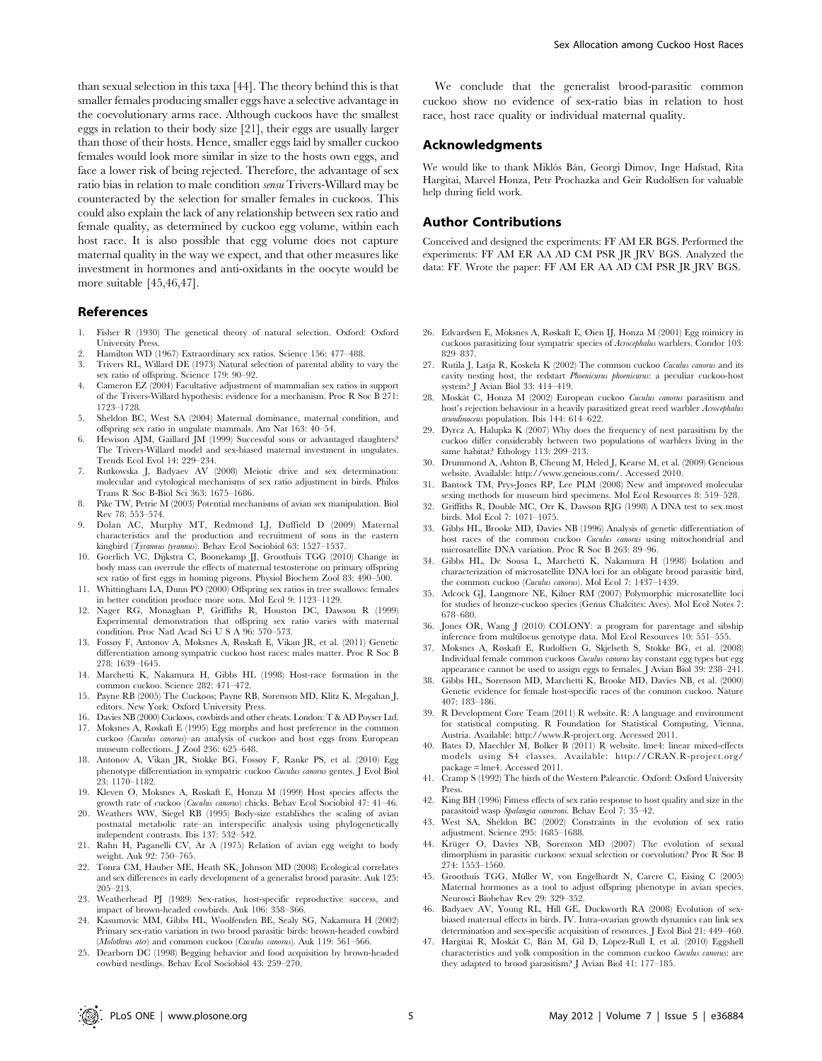than sexual selection in this taxa [44]. The theory behind this is that smaller females producing smaller eggs have a selective advantage in the coevolutionary arms race. Although cuckoos have the smallest eggs in relation to their body size [21], their eggs are usually larger than those of their hosts. Hence, smaller eggs laid by smaller cuckoo females would look more similar in size to the hosts own eggs, and face a lower risk of being rejected. Therefore, the advantage of sex ratio bias in relation to male condition *sensu* Trivers-Willard may be counteracted by the selection for smaller females in cuckoos. This could also explain the lack of any relationship between sex ratio and female quality, as determined by cuckoo egg volume, within each host race. It is also possible that egg volume does not capture maternal quality in the way we expect, and that other measures like investment in hormones and anti-oxidants in the oocyte would be more suitable [45,46,47].

We conclude that the generalist brood-parasitic common cuckoo show no evidence of sex-ratio bias in relation to host race, host race quality or individual maternal quality.

## Acknowledgments

We would like to thank Miklós Bán, Georgi Dimov, Inge Hafstad, Rita Hargitai, Marcel Honza, Petr Prochazka and Geir Rudolfsen for valuable help during field work.

## Author Contributions

Conceived and designed the experiments: FF AM ER BGS. Performed the experiments: FF AM ER AA AD CM PSR JR JRV BGS. Analyzed the data: FF. Wrote the paper: FF AM ER AA AD CM PSR JR JRV BGS.

## References

1. Fisher R (1930) The genetical theory of natural selection. Oxford: Oxford University Press.
2. Hamilton WD (1967) Extraordinary sex ratios. Science 156: 477–488.
3. Trivers RL, Willard DE (1973) Natural selection of parental ability to vary the sex ratio of offspring. Science 179: 90–92.
4. Cameron EZ (2004) Facultative adjustment of mammalian sex ratios in support of the Trivers-Willard hypothesis: evidence for a mechanism. Proc R Soc B 271: 1723–1728.
5. Sheldon BC, West SA (2004) Maternal dominance, maternal condition, and offspring sex ratio in ungulate mammals. Am Nat 163: 40–54.
6. Hewison AJM, Gaillard JM (1999) Successful sons or advantaged daughters? The Trivers-Willard model and sex-biased maternal investment in ungulates. Trends Ecol Evol 14: 229–234.
7. Rutkowska J, Badyaev AV (2008) Meiotic drive and sex determination: molecular and cytological mechanisms of sex ratio adjustment in birds. Philos Trans R Soc B-Biol Sci 363: 1675–1686.
8. Pike TW, Petrie M (2003) Potential mechanisms of avian sex manipulation. Biol Rev 78: 553–574.
9. Dolan AC, Murphy MT, Redmond LJ, Duffield D (2009) Maternal characteristics and the production and recruitment of sons in the eastern kingbird (*Tyrannus tyrannus*). Behav Ecol Sociobiol 63: 1527–1537.
10. Goerlich VC, Dijkstra C, Boonekamp JJ, Groothuis TGG (2010) Change in body mass can overrule the effects of maternal testosterone on primary offspring sex ratio of first eggs in homing pigeons. Physiol Biochem Zool 83: 490–500.
11. Whittingham LA, Dunn PO (2000) Offspring sex ratios in tree swallows: females in better condition produce more sons. Mol Ecol 9: 1123–1129.
12. Nager RG, Monaghan P, Griffiths R, Houston DC, Dawson R (1999) Experimental demonstration that offspring sex ratio varies with maternal condition. Proc Natl Acad Sci U S A 96: 570–573.
13. Fossøy F, Antonov A, Moksnes A, Røskaft E, Vikan JR, et al. (2011) Genetic differentiation among sympatric cuckoo host races: males matter. Proc R Soc B 278: 1639–1645.
14. Marchetti K, Nakamura H, Gibbs HL (1998) Host-race formation in the common cuckoo. Science 282: 471–472.
15. Payne RB (2005) The Cuckoos; Payne RB, Sorenson MD, Klitz K, Megahan J, editors. New York: Oxford University Press.
16. Davies NB (2000) Cuckoos, cowbirds and other cheats. London: T & AD Poyser Ltd.
17. Moksnes A, Røskaft E (1995) Egg morphs and host preference in the common cuckoo (*Cuculus canorus*)–an analysis of cuckoo and host eggs from European museum collections. J Zool 236: 625–648.
18. Antonov A, Vikan JR, Stokke BG, Fossøy F, Ranke PS, et al. (2010) Egg phenotype differentiation in sympatric cuckoo *Cuculus canorus* gentes. J Evol Biol 23: 1170–1182.
19. Kleven O, Moksnes A, Røskaft E, Honza M (1999) Host species affects the growth rate of cuckoo (*Cuculus canorus*) chicks. Behav Ecol Sociobiol 47: 41–46.
20. Weathers WW, Siegel RB (1995) Body-size establishes the scaling of avian postnatal metabolic rate–an interspecific analysis using phylogenetically independent contrasts. Ibis 137: 532–542.
21. Rahn H, Paganelli CV, Ar A (1975) Relation of avian egg weight to body weight. Auk 92: 750–765.
22. Tonra CM, Hauber ME, Heath SK, Johnson MD (2008) Ecological correlates and sex differences in early development of a generalist brood parasite. Auk 125: 205–213.
23. Weatherhead PJ (1989) Sex-ratios, host-specific reproductive success, and impact of brown-headed cowbirds. Auk 106: 358–366.
24. Kasumovic MM, Gibbs HL, Woolfenden BE, Sealy SG, Nakamura H (2002) Primary sex-ratio variation in two brood parasitic birds: brown-headed cowbird (*Molothrus ater*) and common cuckoo (*Cuculus canorus*). Auk 119: 561–566.
25. Dearborn DC (1998) Begging behavior and food acquisition by brown-headed cowbird nestlings. Behav Ecol Sociobiol 43: 259–270.
26. Edvardsen E, Moksnes A, Røskaft E, Øien IJ, Honza M (2001) Egg mimicry in cuckoos parasitizing four sympatric species of *Acrocephalus* warblers. Condor 103: 829–837.
27. Rutila J, Latja R, Koskela K (2002) The common cuckoo *Cuculus canorus* and its cavity nesting host, the redstart *Phoenicurus phoenicurus*: a peculiar cuckoo-host system? J Avian Biol 33: 414–419.
28. Moskát C, Honza M (2002) European cuckoo *Cuculus canorus* parasitism and host's rejection behaviour in a heavily parasitized great reed warbler *Acrocephalus arundinaceus* population. Ibis 144: 614–622.
29. Dyrcz A, Halupka K (2007) Why does the frequency of nest parasitism by the cuckoo differ considerably between two populations of warblers living in the same habitat? Ethology 113: 209–213.
30. Drummond A, Ashton B, Cheung M, Heled J, Kearse M, et al. (2009) Geneious website. Available: http://www.geneious.com/. Accessed 2010.
31. Bantock TM, Prys-Jones RP, Lee PLM (2008) New and improved molecular sexing methods for museum bird specimens. Mol Ecol Resources 8: 519–528.
32. Griffiths R, Double MC, Orr K, Dawson RJG (1998) A DNA test to sex most birds. Mol Ecol 7: 1071–1075.
33. Gibbs HL, Brooke MD, Davies NB (1996) Analysis of genetic differentiation of host races of the common cuckoo *Cuculus canorus* using mitochondrial and microsatellite DNA variation. Proc R Soc B 263: 89–96.
34. Gibbs HL, De Sousa L, Marchetti K, Nakamura H (1998) Isolation and characterization of microsatellite DNA loci for an obligate brood parasitic bird, the common cuckoo (*Cuculus canorus*). Mol Ecol 7: 1437–1439.
35. Adcock GJ, Langmore NE, Kilner RM (2007) Polymorphic microsatellite loci for studies of bronze-cuckoo species (Genus Chalcites: Aves). Mol Ecol Notes 7: 678–680.
36. Jones OR, Wang J (2010) COLONY: a program for parentage and sibship inference from multilocus genotype data. Mol Ecol Resources 10: 551–555.
37. Moksnes A, Røskaft E, Rudolfsen G, Skjelseth S, Stokke BG, et al. (2008) Individual female common cuckoos *Cuculus canorus* lay constant egg types but egg appearance cannot be used to assign eggs to females. J Avian Biol 39: 238–241.
38. Gibbs HL, Sorenson MD, Marchetti K, Brooke MD, Davies NB, et al. (2000) Genetic evidence for female host-specific races of the common cuckoo. Nature 407: 183–186.
39. R Development Core Team (2011) R website. R: A language and environment for statistical computing. R Foundation for Statistical Computing, Vienna, Austria. Available: http://www.R-project.org. Accessed 2011.
40. Bates D, Maechler M, Bolker B (2011) R website. lme4: linear mixed-effects models using S4 classes. Available: http://CRAN.R-project.org/package=lme4. Accessed 2011.
41. Cramp S (1992) The birds of the Western Palearctic. Oxford: Oxford University Press.
42. King BH (1996) Fitness effects of sex ratio response to host quality and size in the parasitoid wasp *Spalangia cameroni*. Behav Ecol 7: 35–42.
43. West SA, Sheldon BC (2002) Constraints in the evolution of sex ratio adjustment. Science 295: 1685–1688.
44. Krüger O, Davies NB, Sorenson MD (2007) The evolution of sexual dimorphism in parasitic cuckoos: sexual selection or coevolution? Proc R Soc B 274: 1553–1560.
45. Groothuis TGG, Müller W, von Engelhardt N, Carere C, Eising C (2005) Maternal hormones as a tool to adjust offspring phenotype in avian species. Neurosci Biobehav Rev 29: 329–352.
46. Badyaev AV, Young RL, Hill GE, Duckworth RA (2008) Evolution of sex-biased maternal effects in birds. IV. Intra-ovarian growth dynamics can link sex determination and sex-specific acquisition of resources. J Evol Biol 21: 449–460.
47. Hargitai R, Moskát C, Bán M, Gil D, López-Rull I, et al. (2010) Eggshell characteristics and yolk composition in the common cuckoo *Cuculus canorus*: are they adapted to brood parasitism? J Avian Biol 41: 177–185.